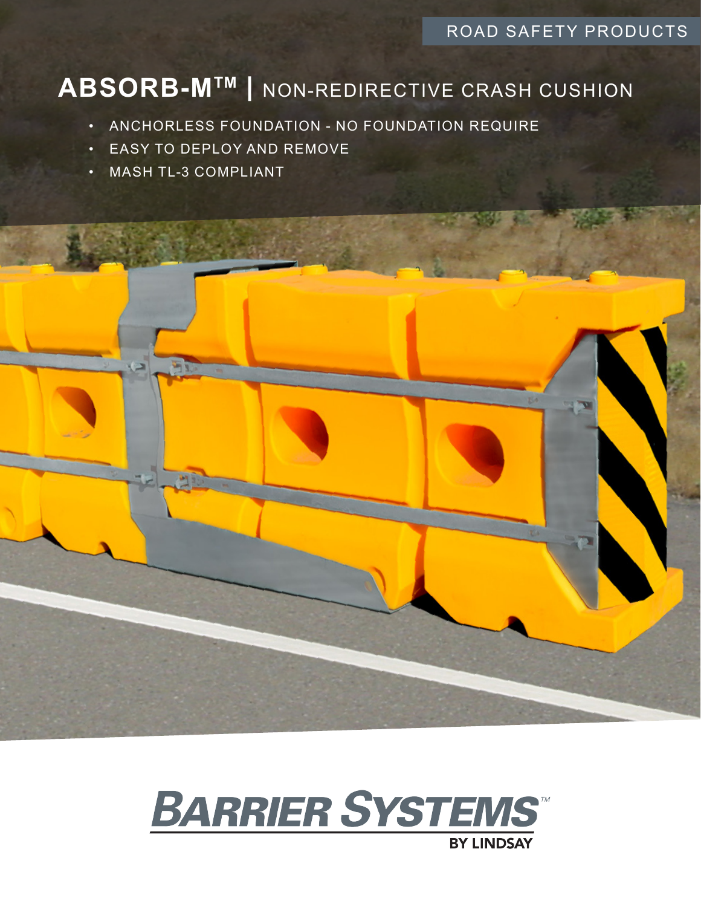ROAD SAFETY PRODUCTS

# ABSORB-M™ | NON-REDIRECTIVE CRASH CUSHION

- ANCHORLESS FOUNDATION - NO FOUNDATION REQUIRE
- EASY TO DEPLOY AND REMOVE
- MASH TL-3 COMPLIANT

BARRIER SYSTEMS™ BY LINDSAY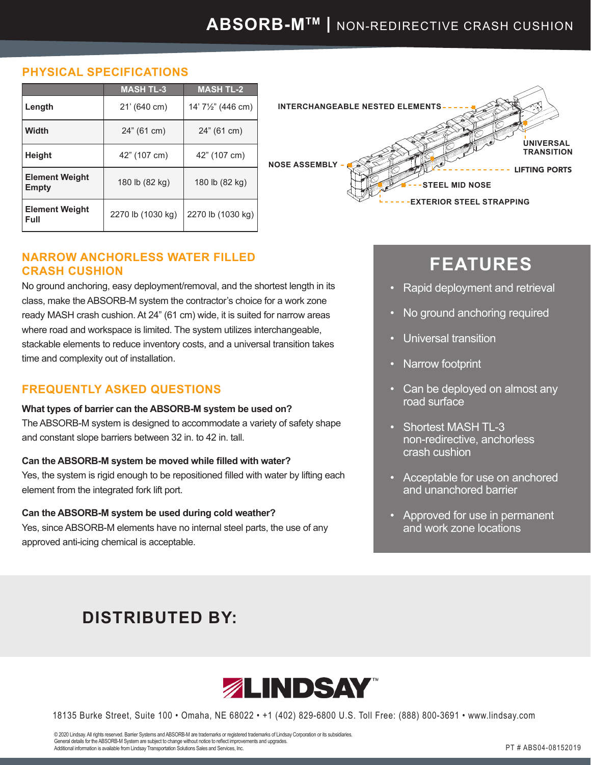# ABSORB-M™ | NON-REDIRECTIVE CRASH CUSHION

## PHYSICAL SPECIFICATIONS

| | MASH TL-3 | MASH TL-2 |
|---|---|---|
| **Length** | 21' (640 cm) | 14' 7½" (446 cm) |
| **Width** | 24" (61 cm) | 24" (61 cm) |
| **Height** | 42" (107 cm) | 42" (107 cm) |
| **Element Weight Empty** | 180 lb (82 kg) | 180 lb (82 kg) |
| **Element Weight Full** | 2270 lb (1030 kg) | 2270 lb (1030 kg) |

INTERCHANGEABLE NESTED ELEMENTS

UNIVERSAL TRANSITION

NOSE ASSEMBLY

LIFTING PORTS

STEEL MID NOSE

EXTERIOR STEEL STRAPPING

## NARROW ANCHORLESS WATER FILLED CRASH CUSHION

No ground anchoring, easy deployment/removal, and the shortest length in its class, make the ABSORB-M system the contractor's choice for a work zone ready MASH crash cushion. At 24" (61 cm) wide, it is suited for narrow areas where road and workspace is limited. The system utilizes interchangeable, stackable elements to reduce inventory costs, and a universal transition takes time and complexity out of installation.

## FREQUENTLY ASKED QUESTIONS

**What types of barrier can the ABSORB-M system be used on?**
The ABSORB-M system is designed to accommodate a variety of safety shape and constant slope barriers between 32 in. to 42 in. tall.

**Can the ABSORB-M system be moved while filled with water?**
Yes, the system is rigid enough to be repositioned filled with water by lifting each element from the integrated fork lift port.

**Can the ABSORB-M system be used during cold weather?**
Yes, since ABSORB-M elements have no internal steel parts, the use of any approved anti-icing chemical is acceptable.

## FEATURES

- Rapid deployment and retrieval
- No ground anchoring required
- Universal transition
- Narrow footprint
- Can be deployed on almost any road surface
- Shortest MASH TL-3 non-redirective, anchorless crash cushion
- Acceptable for use on anchored and unanchored barrier
- Approved for use in permanent and work zone locations

## DISTRIBUTED BY:

LINDSAY™

18135 Burke Street, Suite 100 • Omaha, NE 68022 • +1 (402) 829-6800 U.S. Toll Free: (888) 800-3691 • www.lindsay.com

© 2020 Lindsay. All rights reserved. Barrier Systems and ABSORB-M are trademarks or registered trademarks of Lindsay Corporation or its subsidiaries.
General details for the ABSORB-M System are subject to change without notice to reflect improvements and upgrades.
Additional information is available from Lindsay Transportation Solutions Sales and Services, Inc.

PT # ABS04-08152019